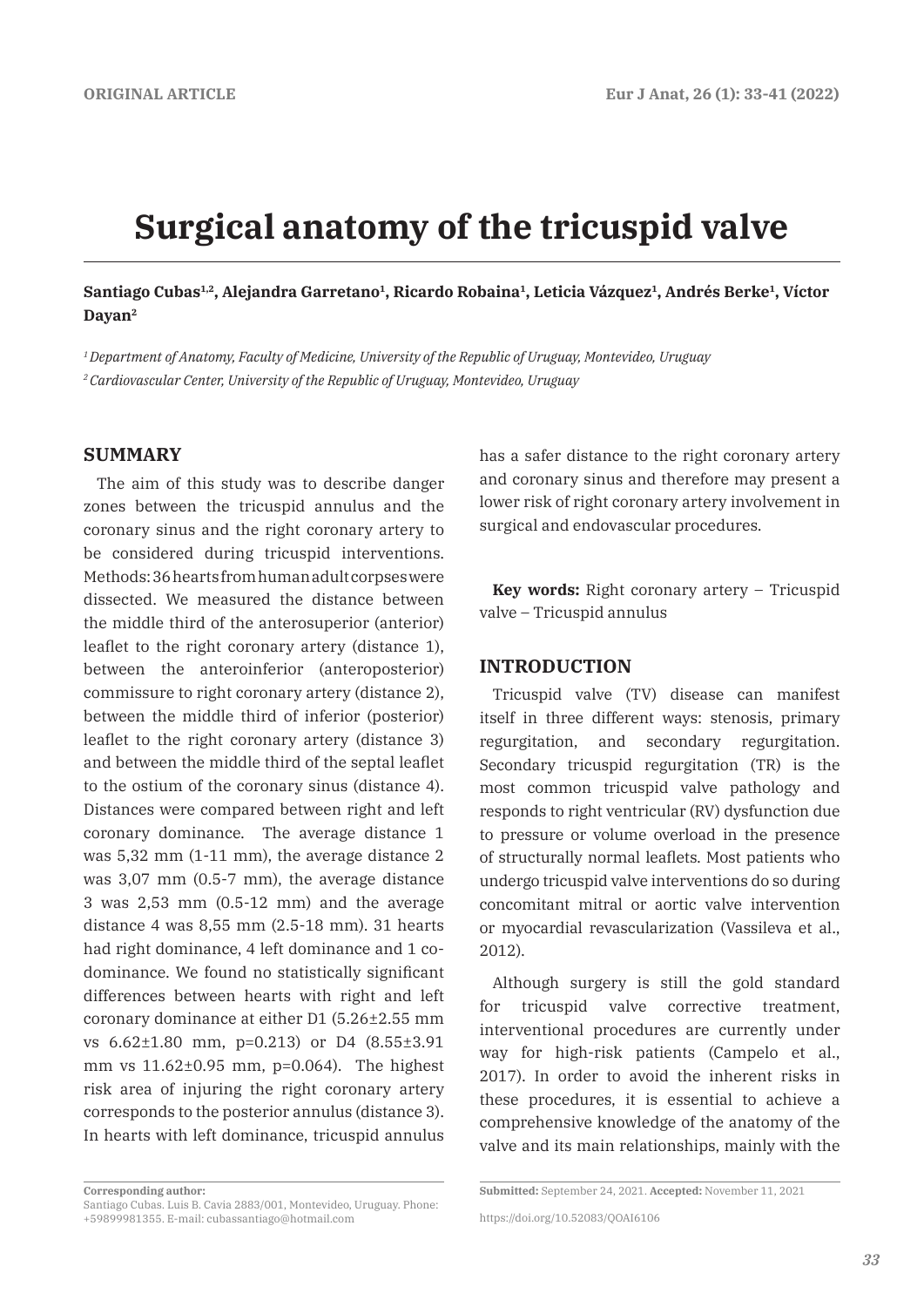ORIGINAL ARTICLE

# Surgical anatomy of the tricuspid valve

**Santiago Cubas[1,2], Alejandra Garretano[1], Ricardo Robaina[1], Leticia Vázquez[1], Andrés Berke[1], Víctor Dayan[2]**

*[1] Department of Anatomy, Faculty of Medicine, University of the Republic of Uruguay, Montevideo, Uruguay*
*[2] Cardiovascular Center, University of the Republic of Uruguay, Montevideo, Uruguay*

## SUMMARY

The aim of this study was to describe danger zones between the tricuspid annulus and the coronary sinus and the right coronary artery to be considered during tricuspid interventions. Methods: 36 hearts from human adult corpses were dissected. We measured the distance between the middle third of the anterosuperior (anterior) leaflet to the right coronary artery (distance 1), between the anteroinferior (anteroposterior) commissure to right coronary artery (distance 2), between the middle third of inferior (posterior) leaflet to the right coronary artery (distance 3) and between the middle third of the septal leaflet to the ostium of the coronary sinus (distance 4). Distances were compared between right and left coronary dominance. The average distance 1 was 5,32 mm (1-11 mm), the average distance 2 was 3,07 mm (0.5-7 mm), the average distance 3 was 2,53 mm (0.5-12 mm) and the average distance 4 was 8,55 mm (2.5-18 mm). 31 hearts had right dominance, 4 left dominance and 1 co-dominance. We found no statistically significant differences between hearts with right and left coronary dominance at either D1 (5.26±2.55 mm vs 6.62±1.80 mm, p=0.213) or D4 (8.55±3.91 mm vs 11.62±0.95 mm, p=0.064). The highest risk area of injuring the right coronary artery corresponds to the posterior annulus (distance 3). In hearts with left dominance, tricuspid annulus has a safer distance to the right coronary artery and coronary sinus and therefore may present a lower risk of right coronary artery involvement in surgical and endovascular procedures.

**Key words:** Right coronary artery – Tricuspid valve – Tricuspid annulus

## INTRODUCTION

Tricuspid valve (TV) disease can manifest itself in three different ways: stenosis, primary regurgitation, and secondary regurgitation. Secondary tricuspid regurgitation (TR) is the most common tricuspid valve pathology and responds to right ventricular (RV) dysfunction due to pressure or volume overload in the presence of structurally normal leaflets. Most patients who undergo tricuspid valve interventions do so during concomitant mitral or aortic valve intervention or myocardial revascularization (Vassileva et al., 2012).

Although surgery is still the gold standard for tricuspid valve corrective treatment, interventional procedures are currently under way for high-risk patients (Campelo et al., 2017). In order to avoid the inherent risks in these procedures, it is essential to achieve a comprehensive knowledge of the anatomy of the valve and its main relationships, mainly with the

**Corresponding author:**
Santiago Cubas. Luis B. Cavia 2883/001, Montevideo, Uruguay. Phone: +59899981355. E-mail: cubassantiago@hotmail.com

**Submitted:** September 24, 2021. **Accepted:** November 11, 2021

https://doi.org/10.52083/QOAI6106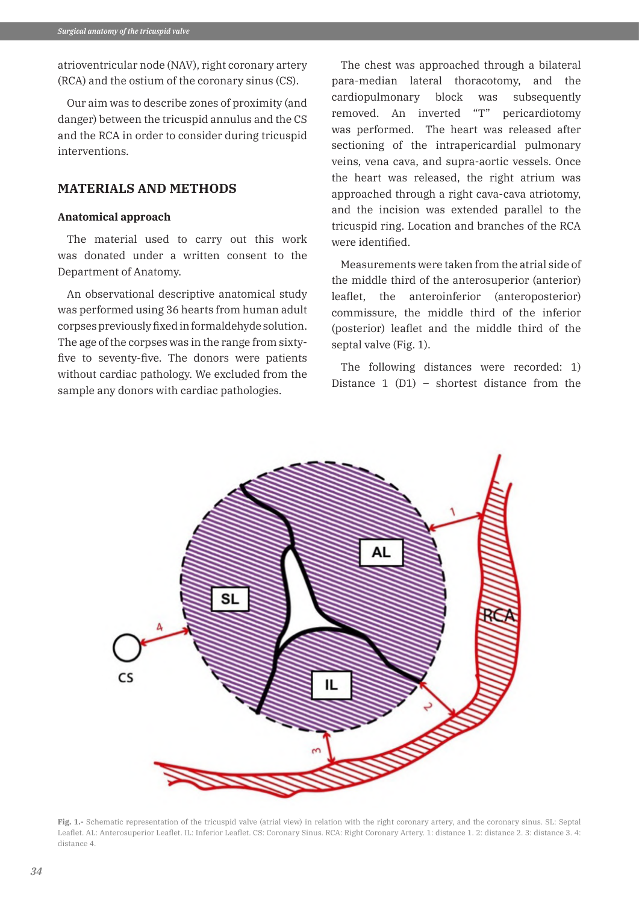atrioventricular node (NAV), right coronary artery (RCA) and the ostium of the coronary sinus (CS).

Our aim was to describe zones of proximity (and danger) between the tricuspid annulus and the CS and the RCA in order to consider during tricuspid interventions.

## MATERIALS AND METHODS

### Anatomical approach

The material used to carry out this work was donated under a written consent to the Department of Anatomy.

An observational descriptive anatomical study was performed using 36 hearts from human adult corpses previously fixed in formaldehyde solution. The age of the corpses was in the range from sixty-five to seventy-five. The donors were patients without cardiac pathology. We excluded from the sample any donors with cardiac pathologies.

The chest was approached through a bilateral para-median lateral thoracotomy, and the cardiopulmonary block was subsequently removed. An inverted "T" pericardiotomy was performed. The heart was released after sectioning of the intrapericardial pulmonary veins, vena cava, and supra-aortic vessels. Once the heart was released, the right atrium was approached through a right cava-cava atriotomy, and the incision was extended parallel to the tricuspid ring. Location and branches of the RCA were identified.

Measurements were taken from the atrial side of the middle third of the anterosuperior (anterior) leaflet, the anteroinferior (anteroposterior) commissure, the middle third of the inferior (posterior) leaflet and the middle third of the septal valve (Fig. 1).

The following distances were recorded: 1) Distance 1 (D1) – shortest distance from the

**Fig. 1.-** Schematic representation of the tricuspid valve (atrial view) in relation with the right coronary artery, and the coronary sinus. SL: Septal Leaflet. AL: Anterosuperior Leaflet. IL: Inferior Leaflet. CS: Coronary Sinus. RCA: Right Coronary Artery. 1: distance 1. 2: distance 2. 3: distance 3. 4: distance 4.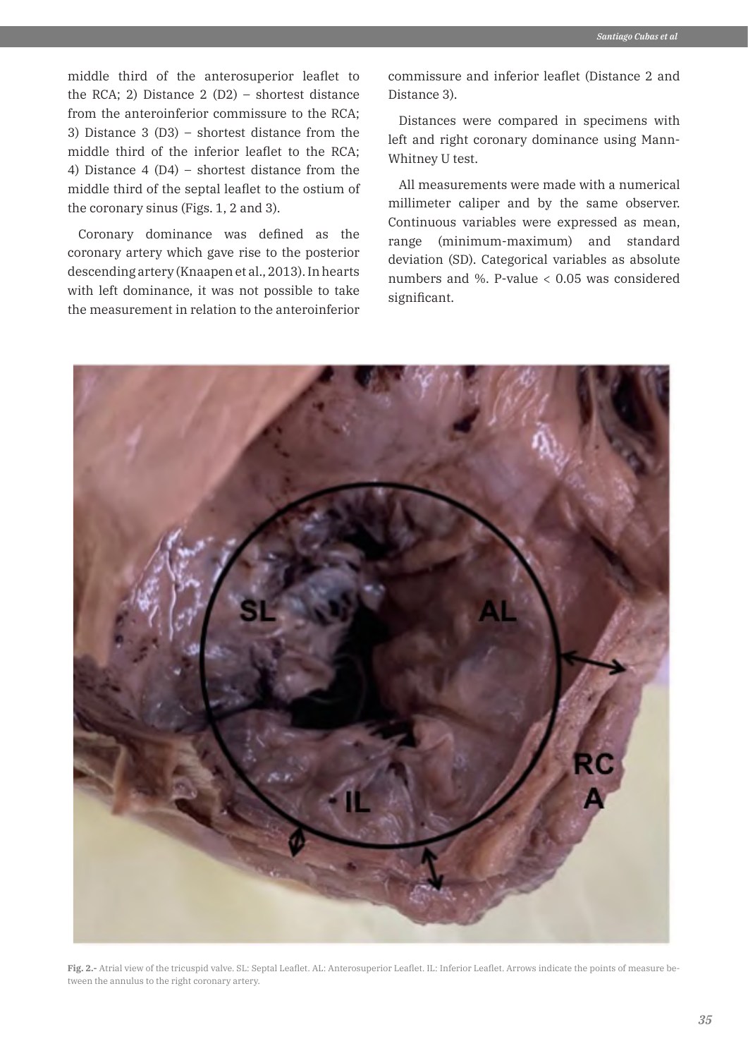middle third of the anterosuperior leaflet to the RCA; 2) Distance 2 (D2) – shortest distance from the anteroinferior commissure to the RCA; 3) Distance 3 (D3) – shortest distance from the middle third of the inferior leaflet to the RCA; 4) Distance 4 (D4) – shortest distance from the middle third of the septal leaflet to the ostium of the coronary sinus (Figs. 1, 2 and 3).

Coronary dominance was defined as the coronary artery which gave rise to the posterior descending artery (Knaapen et al., 2013). In hearts with left dominance, it was not possible to take the measurement in relation to the anteroinferior commissure and inferior leaflet (Distance 2 and Distance 3).

Distances were compared in specimens with left and right coronary dominance using Mann-Whitney U test.

All measurements were made with a numerical millimeter caliper and by the same observer. Continuous variables were expressed as mean, range (minimum-maximum) and standard deviation (SD). Categorical variables as absolute numbers and %. P-value < 0.05 was considered significant.

**Fig. 2.-** Atrial view of the tricuspid valve. SL: Septal Leaflet. AL: Anterosuperior Leaflet. IL: Inferior Leaflet. Arrows indicate the points of measure between the annulus to the right coronary artery.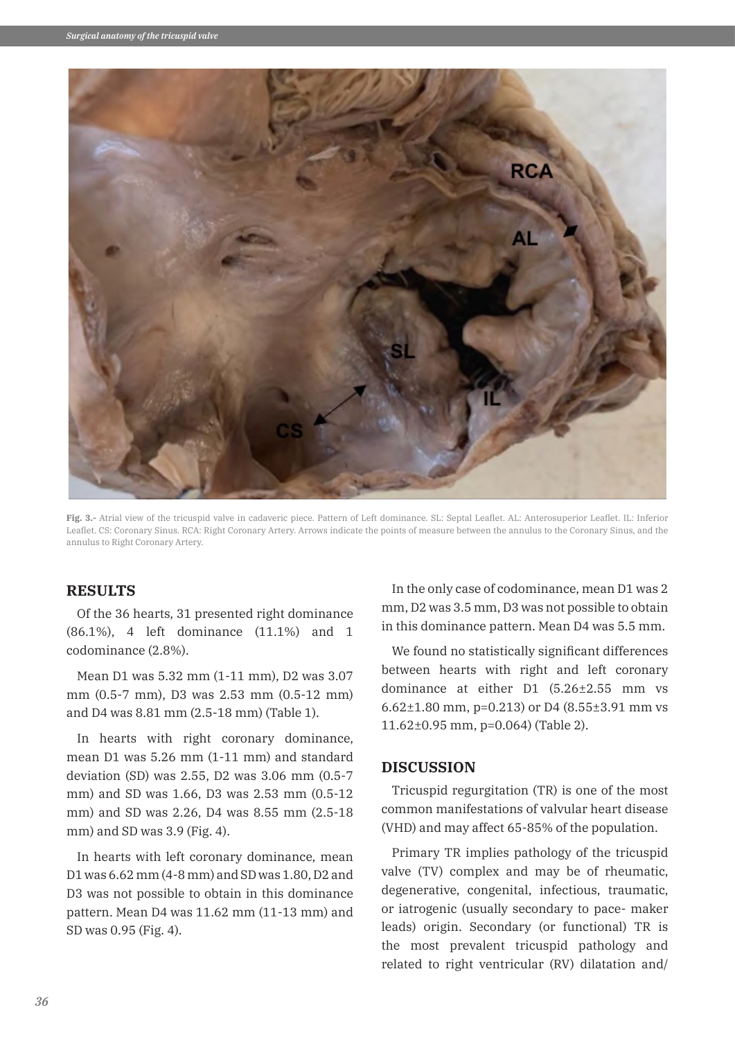Fig. 3.- Atrial view of the tricuspid valve in cadaveric piece. Pattern of Left dominance. SL: Septal Leaflet. AL: Anterosuperior Leaflet. IL: Inferior Leaflet. CS: Coronary Sinus. RCA: Right Coronary Artery. Arrows indicate the points of measure between the annulus to the Coronary Sinus, and the annulus to Right Coronary Artery.

## RESULTS

Of the 36 hearts, 31 presented right dominance (86.1%), 4 left dominance (11.1%) and 1 codominance (2.8%).

Mean D1 was 5.32 mm (1-11 mm), D2 was 3.07 mm (0.5-7 mm), D3 was 2.53 mm (0.5-12 mm) and D4 was 8.81 mm (2.5-18 mm) (Table 1).

In hearts with right coronary dominance, mean D1 was 5.26 mm (1-11 mm) and standard deviation (SD) was 2.55, D2 was 3.06 mm (0.5-7 mm) and SD was 1.66, D3 was 2.53 mm (0.5-12 mm) and SD was 2.26, D4 was 8.55 mm (2.5-18 mm) and SD was 3.9 (Fig. 4).

In hearts with left coronary dominance, mean D1 was 6.62 mm (4-8 mm) and SD was 1.80, D2 and D3 was not possible to obtain in this dominance pattern. Mean D4 was 11.62 mm (11-13 mm) and SD was 0.95 (Fig. 4).

In the only case of codominance, mean D1 was 2 mm, D2 was 3.5 mm, D3 was not possible to obtain in this dominance pattern. Mean D4 was 5.5 mm.

We found no statistically significant differences between hearts with right and left coronary dominance at either D1 (5.26±2.55 mm vs 6.62±1.80 mm, p=0.213) or D4 (8.55±3.91 mm vs 11.62±0.95 mm, p=0.064) (Table 2).

## DISCUSSION

Tricuspid regurgitation (TR) is one of the most common manifestations of valvular heart disease (VHD) and may affect 65-85% of the population.

Primary TR implies pathology of the tricuspid valve (TV) complex and may be of rheumatic, degenerative, congenital, infectious, traumatic, or iatrogenic (usually secondary to pace- maker leads) origin. Secondary (or functional) TR is the most prevalent tricuspid pathology and related to right ventricular (RV) dilatation and/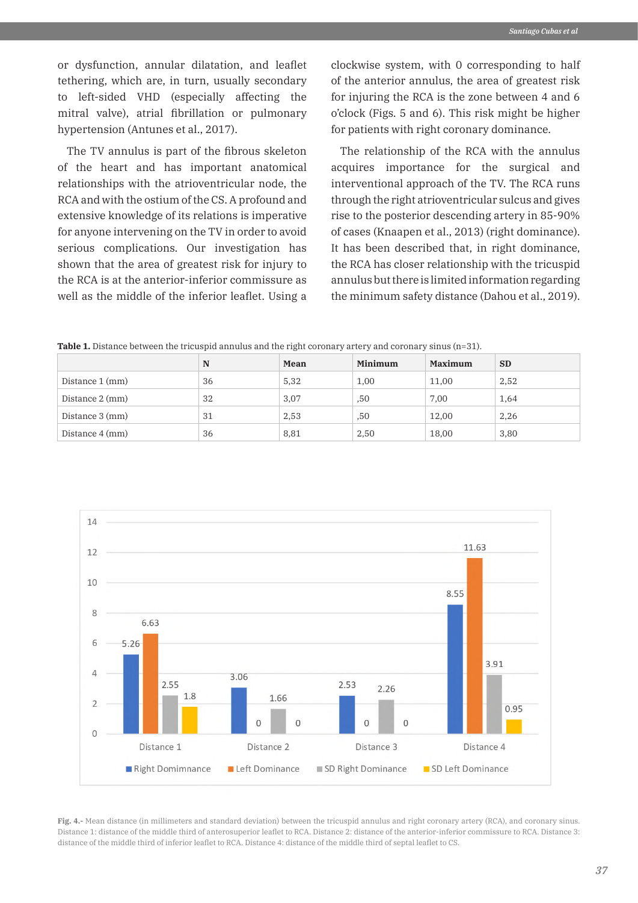or dysfunction, annular dilatation, and leaflet tethering, which are, in turn, usually secondary to left-sided VHD (especially affecting the mitral valve), atrial fibrillation or pulmonary hypertension (Antunes et al., 2017).

The TV annulus is part of the fibrous skeleton of the heart and has important anatomical relationships with the atrioventricular node, the RCA and with the ostium of the CS. A profound and extensive knowledge of its relations is imperative for anyone intervening on the TV in order to avoid serious complications. Our investigation has shown that the area of greatest risk for injury to the RCA is at the anterior-inferior commissure as well as the middle of the inferior leaflet. Using a clockwise system, with 0 corresponding to half of the anterior annulus, the area of greatest risk for injuring the RCA is the zone between 4 and 6 o'clock (Figs. 5 and 6). This risk might be higher for patients with right coronary dominance.

The relationship of the RCA with the annulus acquires importance for the surgical and interventional approach of the TV. The RCA runs through the right atrioventricular sulcus and gives rise to the posterior descending artery in 85-90% of cases (Knaapen et al., 2013) (right dominance). It has been described that, in right dominance, the RCA has closer relationship with the tricuspid annulus but there is limited information regarding the minimum safety distance (Dahou et al., 2019).

**Table 1.** Distance between the tricuspid annulus and the right coronary artery and coronary sinus (n=31).

| | N | Mean | Minimum | Maximum | SD |
|---|---|---|---|---|---|
| Distance 1 (mm) | 36 | 5,32 | 1,00 | 11,00 | 2,52 |
| Distance 2 (mm) | 32 | 3,07 | ,50 | 7,00 | 1,64 |
| Distance 3 (mm) | 31 | 2,53 | ,50 | 12,00 | 2,26 |
| Distance 4 (mm) | 36 | 8,81 | 2,50 | 18,00 | 3,80 |

| | Right Dominance | Left Dominance | SD Right Dominance | SD Left Dominance |
|---|---|---|---|---|
| Distance 1 | 5.26 | 6.63 | 2.55 | 1.8 |
| Distance 2 | 3.06 | 0 | 1.66 | 0 |
| Distance 3 | 2.53 | 0 | 2.26 | 0 |
| Distance 4 | 8.55 | 11.63 | 3.91 | 0.95 |

**Fig. 4.-** Mean distance (in millimeters and standard deviation) between the tricuspid annulus and right coronary artery (RCA), and coronary sinus. Distance 1: distance of the middle third of anterosuperior leaflet to RCA. Distance 2: distance of the anterior-inferior commissure to RCA. Distance 3: distance of the middle third of inferior leaflet to RCA. Distance 4: distance of the middle third of septal leaflet to CS.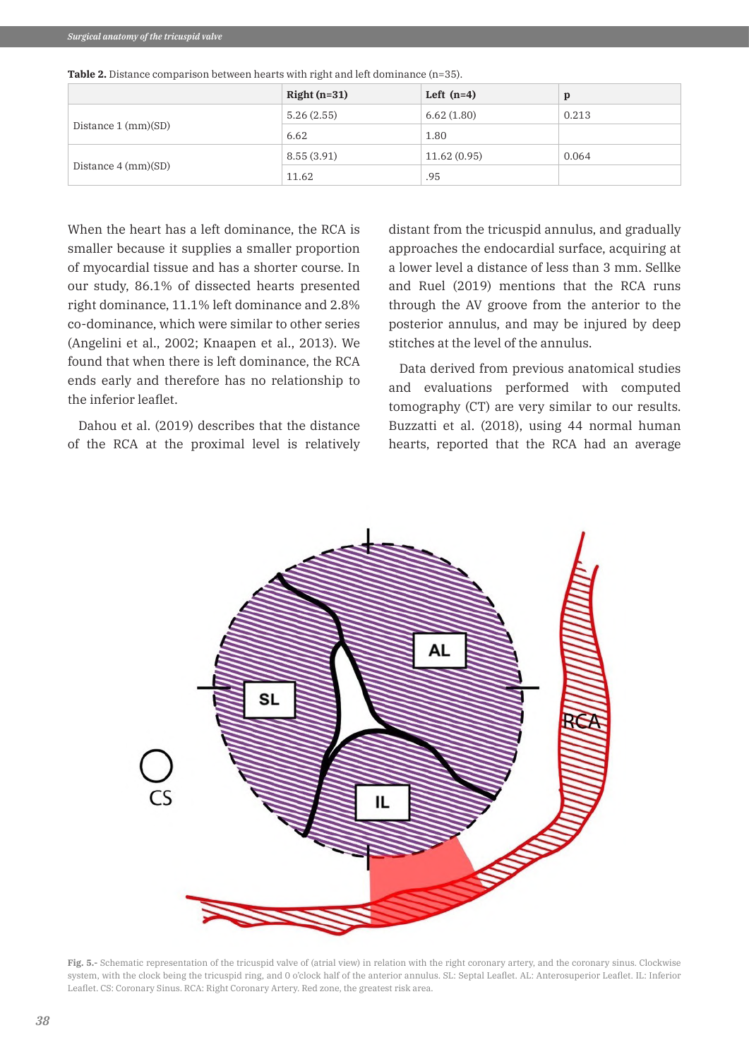**Table 2.** Distance comparison between hearts with right and left dominance (n=35).

| | Right (n=31) | Left (n=4) | p |
|---|---|---|---|
| Distance 1 (mm)(SD) | 5.26 (2.55) | 6.62 (1.80) | 0.213 |
| | 6.62 | 1.80 | |
| Distance 4 (mm)(SD) | 8.55 (3.91) | 11.62 (0.95) | 0.064 |
| | 11.62 | .95 | |

When the heart has a left dominance, the RCA is smaller because it supplies a smaller proportion of myocardial tissue and has a shorter course. In our study, 86.1% of dissected hearts presented right dominance, 11.1% left dominance and 2.8% co-dominance, which were similar to other series (Angelini et al., 2002; Knaapen et al., 2013). We found that when there is left dominance, the RCA ends early and therefore has no relationship to the inferior leaflet.

Dahou et al. (2019) describes that the distance of the RCA at the proximal level is relatively distant from the tricuspid annulus, and gradually approaches the endocardial surface, acquiring at a lower level a distance of less than 3 mm. Sellke and Ruel (2019) mentions that the RCA runs through the AV groove from the anterior to the posterior annulus, and may be injured by deep stitches at the level of the annulus.

Data derived from previous anatomical studies and evaluations performed with computed tomography (CT) are very similar to our results. Buzzatti et al. (2018), using 44 normal human hearts, reported that the RCA had an average

**Fig. 5.-** Schematic representation of the tricuspid valve of (atrial view) in relation with the right coronary artery, and the coronary sinus. Clockwise system, with the clock being the tricuspid ring, and 0 o'clock half of the anterior annulus. SL: Septal Leaflet. AL: Anterosuperior Leaflet. IL: Inferior Leaflet. CS: Coronary Sinus. RCA: Right Coronary Artery. Red zone, the greatest risk area.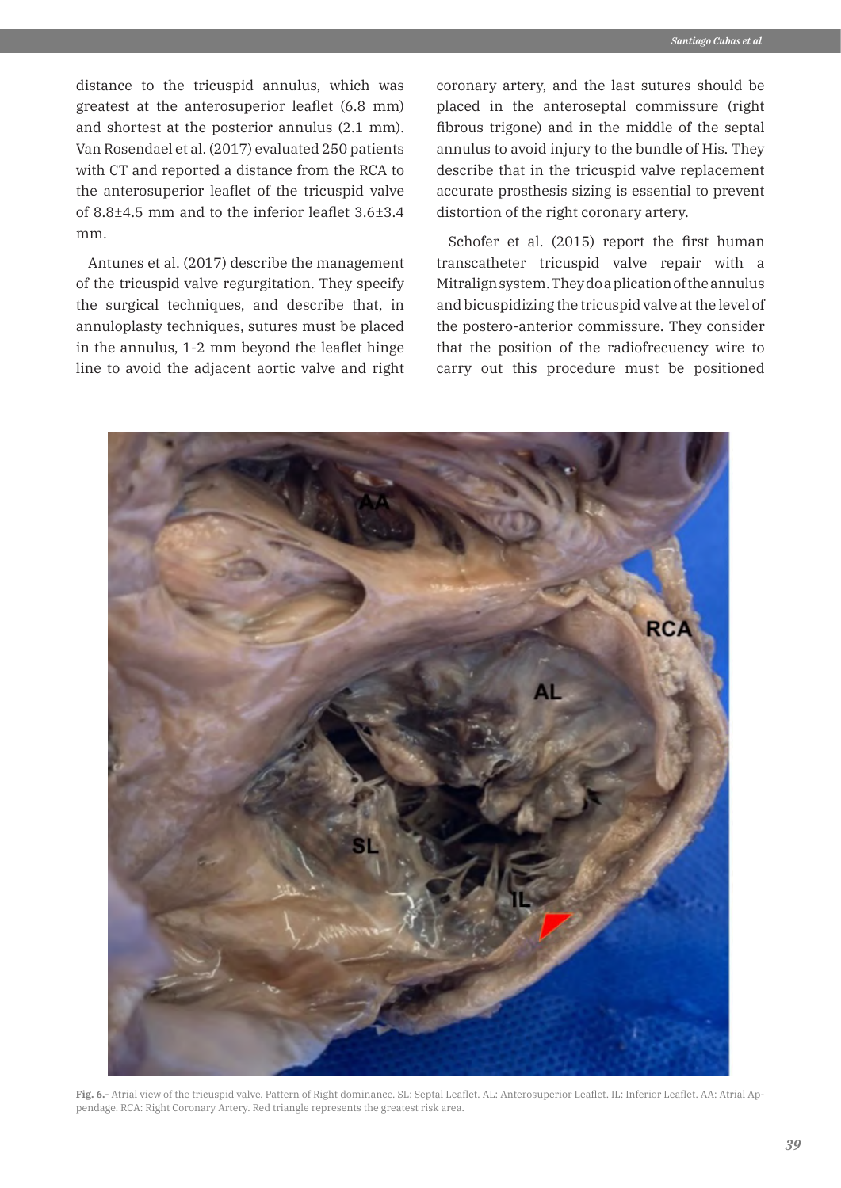distance to the tricuspid annulus, which was greatest at the anterosuperior leaflet (6.8 mm) and shortest at the posterior annulus (2.1 mm). Van Rosendael et al. (2017) evaluated 250 patients with CT and reported a distance from the RCA to the anterosuperior leaflet of the tricuspid valve of 8.8±4.5 mm and to the inferior leaflet 3.6±3.4 mm.

Antunes et al. (2017) describe the management of the tricuspid valve regurgitation. They specify the surgical techniques, and describe that, in annuloplasty techniques, sutures must be placed in the annulus, 1-2 mm beyond the leaflet hinge line to avoid the adjacent aortic valve and right coronary artery, and the last sutures should be placed in the anteroseptal commissure (right fibrous trigone) and in the middle of the septal annulus to avoid injury to the bundle of His. They describe that in the tricuspid valve replacement accurate prosthesis sizing is essential to prevent distortion of the right coronary artery.

Schofer et al. (2015) report the first human transcatheter tricuspid valve repair with a Mitralign system. They do a plication of the annulus and bicuspidizing the tricuspid valve at the level of the postero-anterior commissure. They consider that the position of the radiofrecuency wire to carry out this procedure must be positioned

**Fig. 6.-** Atrial view of the tricuspid valve. Pattern of Right dominance. SL: Septal Leaflet. AL: Anterosuperior Leaflet. IL: Inferior Leaflet. AA: Atrial Appendage. RCA: Right Coronary Artery. Red triangle represents the greatest risk area.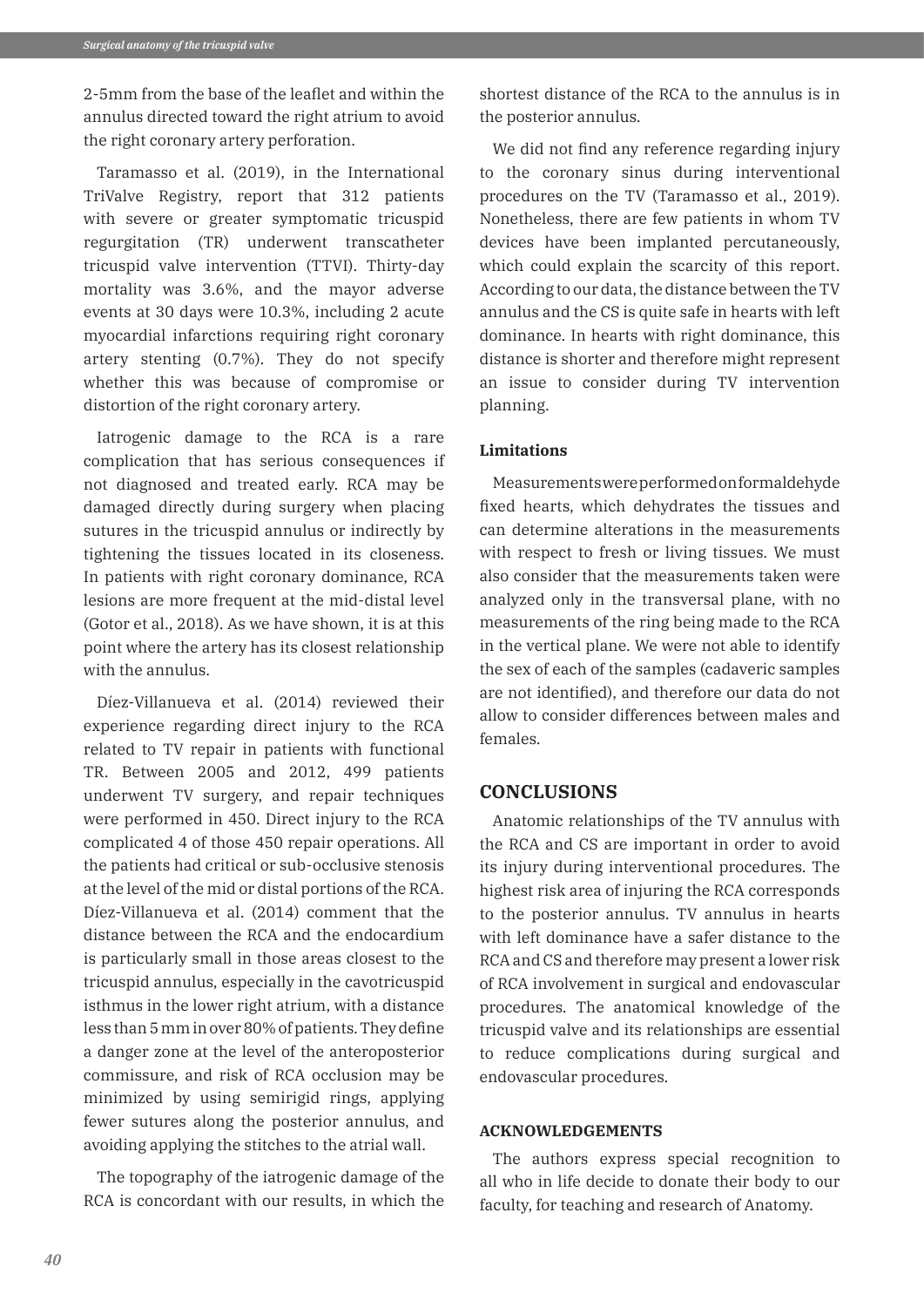2-5mm from the base of the leaflet and within the annulus directed toward the right atrium to avoid the right coronary artery perforation.

Taramasso et al. (2019), in the International TriValve Registry, report that 312 patients with severe or greater symptomatic tricuspid regurgitation (TR) underwent transcatheter tricuspid valve intervention (TTVI). Thirty-day mortality was 3.6%, and the mayor adverse events at 30 days were 10.3%, including 2 acute myocardial infarctions requiring right coronary artery stenting (0.7%). They do not specify whether this was because of compromise or distortion of the right coronary artery.

Iatrogenic damage to the RCA is a rare complication that has serious consequences if not diagnosed and treated early. RCA may be damaged directly during surgery when placing sutures in the tricuspid annulus or indirectly by tightening the tissues located in its closeness. In patients with right coronary dominance, RCA lesions are more frequent at the mid-distal level (Gotor et al., 2018). As we have shown, it is at this point where the artery has its closest relationship with the annulus.

Díez-Villanueva et al. (2014) reviewed their experience regarding direct injury to the RCA related to TV repair in patients with functional TR. Between 2005 and 2012, 499 patients underwent TV surgery, and repair techniques were performed in 450. Direct injury to the RCA complicated 4 of those 450 repair operations. All the patients had critical or sub-occlusive stenosis at the level of the mid or distal portions of the RCA. Díez-Villanueva et al. (2014) comment that the distance between the RCA and the endocardium is particularly small in those areas closest to the tricuspid annulus, especially in the cavotricuspid isthmus in the lower right atrium, with a distance less than 5 mm in over 80% of patients. They define a danger zone at the level of the anteroposterior commissure, and risk of RCA occlusion may be minimized by using semirigid rings, applying fewer sutures along the posterior annulus, and avoiding applying the stitches to the atrial wall.

The topography of the iatrogenic damage of the RCA is concordant with our results, in which the shortest distance of the RCA to the annulus is in the posterior annulus.

We did not find any reference regarding injury to the coronary sinus during interventional procedures on the TV (Taramasso et al., 2019). Nonetheless, there are few patients in whom TV devices have been implanted percutaneously, which could explain the scarcity of this report. According to our data, the distance between the TV annulus and the CS is quite safe in hearts with left dominance. In hearts with right dominance, this distance is shorter and therefore might represent an issue to consider during TV intervention planning.

### Limitations

Measurements were performed on formaldehyde fixed hearts, which dehydrates the tissues and can determine alterations in the measurements with respect to fresh or living tissues. We must also consider that the measurements taken were analyzed only in the transversal plane, with no measurements of the ring being made to the RCA in the vertical plane. We were not able to identify the sex of each of the samples (cadaveric samples are not identified), and therefore our data do not allow to consider differences between males and females.

## CONCLUSIONS

Anatomic relationships of the TV annulus with the RCA and CS are important in order to avoid its injury during interventional procedures. The highest risk area of injuring the RCA corresponds to the posterior annulus. TV annulus in hearts with left dominance have a safer distance to the RCA and CS and therefore may present a lower risk of RCA involvement in surgical and endovascular procedures. The anatomical knowledge of the tricuspid valve and its relationships are essential to reduce complications during surgical and endovascular procedures.

### ACKNOWLEDGEMENTS

The authors express special recognition to all who in life decide to donate their body to our faculty, for teaching and research of Anatomy.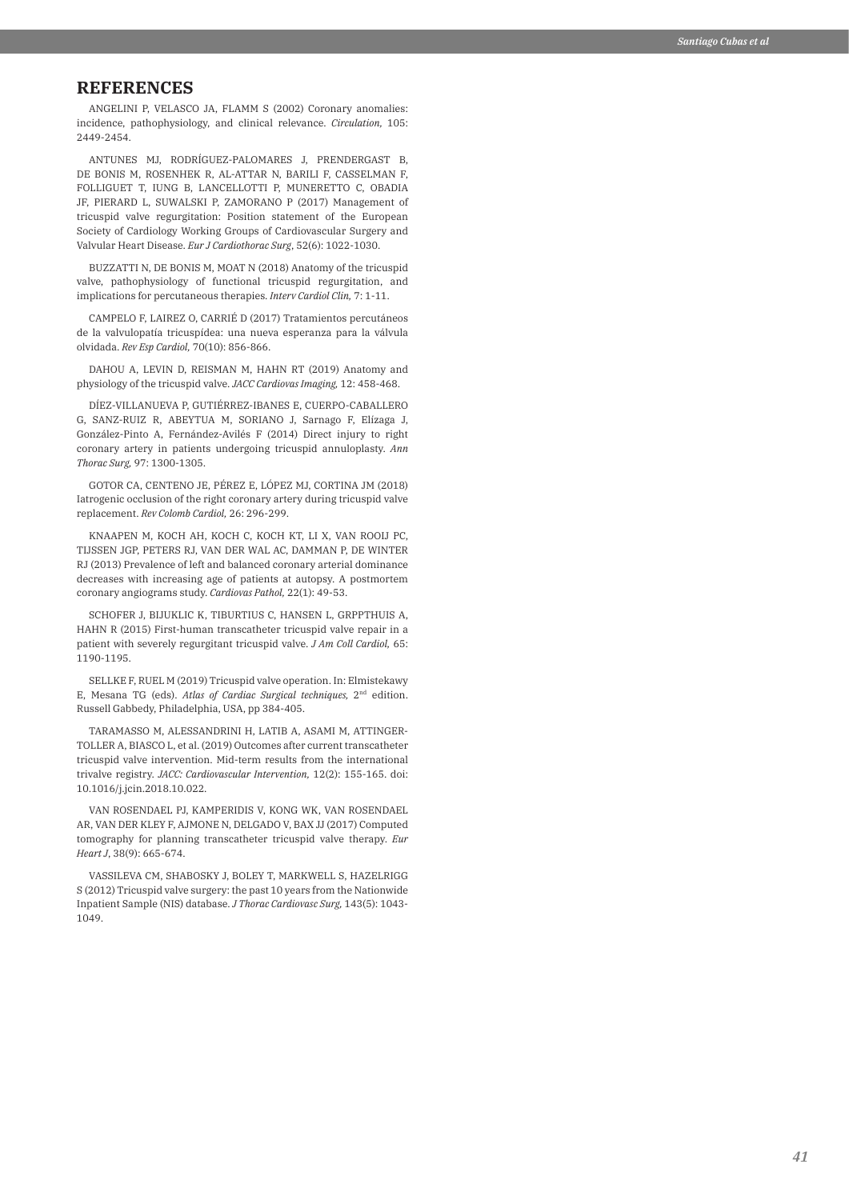## REFERENCES

ANGELINI P, VELASCO JA, FLAMM S (2002) Coronary anomalies: incidence, pathophysiology, and clinical relevance. *Circulation,* 105: 2449-2454.

ANTUNES MJ, RODRÍGUEZ-PALOMARES J, PRENDERGAST B, DE BONIS M, ROSENHEK R, AL-ATTAR N, BARILI F, CASSELMAN F, FOLLIGUET T, IUNG B, LANCELLOTTI P, MUNERETTO C, OBADIA JF, PIERARD L, SUWALSKI P, ZAMORANO P (2017) Management of tricuspid valve regurgitation: Position statement of the European Society of Cardiology Working Groups of Cardiovascular Surgery and Valvular Heart Disease. *Eur J Cardiothorac Surg*, 52(6): 1022-1030.

BUZZATTI N, DE BONIS M, MOAT N (2018) Anatomy of the tricuspid valve, pathophysiology of functional tricuspid regurgitation, and implications for percutaneous therapies. *Interv Cardiol Clin,* 7: 1-11.

CAMPELO F, LAIREZ O, CARRIÉ D (2017) Tratamientos percutáneos de la valvulopatía tricuspídea: una nueva esperanza para la válvula olvidada. *Rev Esp Cardiol,* 70(10): 856-866.

DAHOU A, LEVIN D, REISMAN M, HAHN RT (2019) Anatomy and physiology of the tricuspid valve. *JACC Cardiovas Imaging,* 12: 458-468.

DÍEZ-VILLANUEVA P, GUTIÉRREZ-IBANES E, CUERPO-CABALLERO G, SANZ-RUIZ R, ABEYTUA M, SORIANO J, Sarnago F, Elízaga J, González-Pinto A, Fernández-Avilés F (2014) Direct injury to right coronary artery in patients undergoing tricuspid annuloplasty. *Ann Thorac Surg,* 97: 1300-1305.

GOTOR CA, CENTENO JE, PÉREZ E, LÓPEZ MJ, CORTINA JM (2018) Iatrogenic occlusion of the right coronary artery during tricuspid valve replacement. *Rev Colomb Cardiol,* 26: 296-299.

KNAAPEN M, KOCH AH, KOCH C, KOCH KT, LI X, VAN ROOIJ PC, TIJSSEN JGP, PETERS RJ, VAN DER WAL AC, DAMMAN P, DE WINTER RJ (2013) Prevalence of left and balanced coronary arterial dominance decreases with increasing age of patients at autopsy. A postmortem coronary angiograms study. *Cardiovas Pathol*, 22(1): 49-53.

SCHOFER J, BIJUKLIC K, TIBURTIUS C, HANSEN L, GRPPTHUIS A, HAHN R (2015) First-human transcatheter tricuspid valve repair in a patient with severely regurgitant tricuspid valve. *J Am Coll Cardiol,* 65: 1190-1195.

SELLKE F, RUEL M (2019) Tricuspid valve operation. In: Elmistekawy E, Mesana TG (eds). *Atlas of Cardiac Surgical techniques,* 2nd edition. Russell Gabbedy, Philadelphia, USA, pp 384-405.

TARAMASSO M, ALESSANDRINI H, LATIB A, ASAMI M, ATTINGER-TOLLER A, BIASCO L, et al. (2019) Outcomes after current transcatheter tricuspid valve intervention. Mid-term results from the international trivalve registry. *JACC: Cardiovascular Intervention,* 12(2): 155-165. doi: 10.1016/j.jcin.2018.10.022.

VAN ROSENDAEL PJ, KAMPERIDIS V, KONG WK, VAN ROSENDAEL AR, VAN DER KLEY F, AJMONE N, DELGADO V, BAX JJ (2017) Computed tomography for planning transcatheter tricuspid valve therapy. *Eur Heart J*, 38(9): 665-674.

VASSILEVA CM, SHABOSKY J, BOLEY T, MARKWELL S, HAZELRIGG S (2012) Tricuspid valve surgery: the past 10 years from the Nationwide Inpatient Sample (NIS) database. *J Thorac Cardiovasc Surg,* 143(5): 1043-1049.